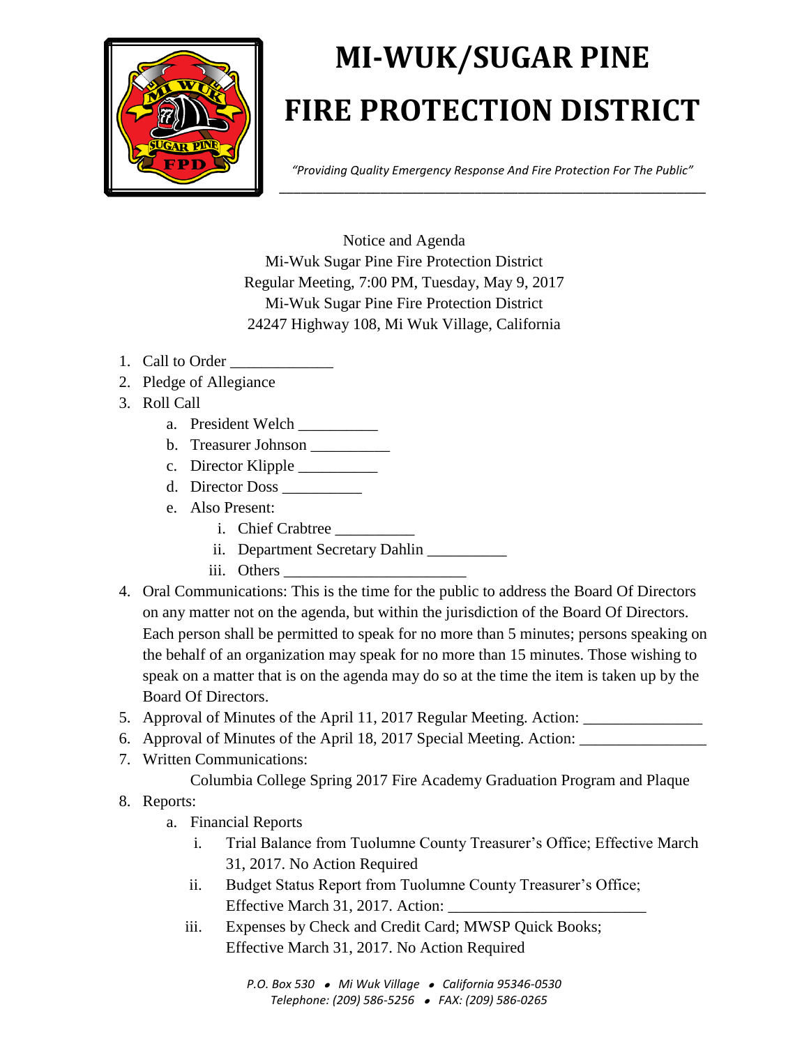# MI-WUK/SUGAR PINE FIRE PROTECTION DISTRICT

*"Providing Quality Emergency Response And Fire Protection For The Public"*

Notice and Agenda
Mi-Wuk Sugar Pine Fire Protection District
Regular Meeting, 7:00 PM, Tuesday, May 9, 2017
Mi-Wuk Sugar Pine Fire Protection District
24247 Highway 108, Mi Wuk Village, California

1. Call to Order _____________
2. Pledge of Allegiance
3. Roll Call
   a. President Welch __________
   b. Treasurer Johnson __________
   c. Director Klipple __________
   d. Director Doss __________
   e. Also Present:
      i. Chief Crabtree __________
      ii. Department Secretary Dahlin __________
      iii. Others ______________________
4. Oral Communications: This is the time for the public to address the Board Of Directors on any matter not on the agenda, but within the jurisdiction of the Board Of Directors. Each person shall be permitted to speak for no more than 5 minutes; persons speaking on the behalf of an organization may speak for no more than 15 minutes. Those wishing to speak on a matter that is on the agenda may do so at the time the item is taken up by the Board Of Directors.
5. Approval of Minutes of the April 11, 2017 Regular Meeting. Action: _______________
6. Approval of Minutes of the April 18, 2017 Special Meeting. Action: ________________
7. Written Communications:
   Columbia College Spring 2017 Fire Academy Graduation Program and Plaque
8. Reports:
   a. Financial Reports
      i. Trial Balance from Tuolumne County Treasurer's Office; Effective March 31, 2017. No Action Required
      ii. Budget Status Report from Tuolumne County Treasurer's Office; Effective March 31, 2017. Action: _________________________
      iii. Expenses by Check and Credit Card; MWSP Quick Books; Effective March 31, 2017. No Action Required

*P.O. Box 530 • Mi Wuk Village • California 95346-0530*
*Telephone: (209) 586-5256 • FAX: (209) 586-0265*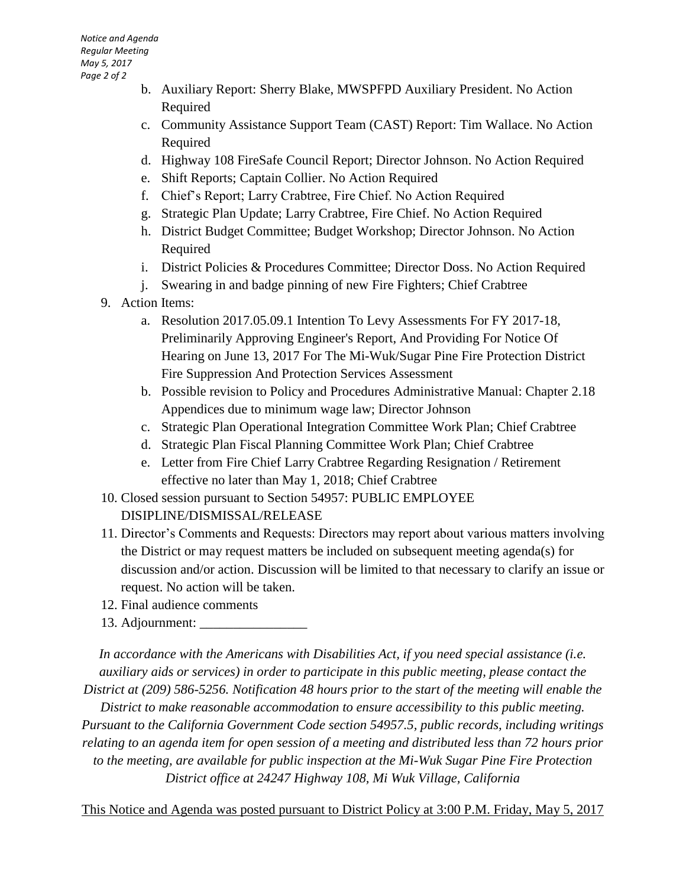b. Auxiliary Report: Sherry Blake, MWSPFPD Auxiliary President. No Action Required
c. Community Assistance Support Team (CAST) Report: Tim Wallace. No Action Required
d. Highway 108 FireSafe Council Report; Director Johnson. No Action Required
e. Shift Reports; Captain Collier. No Action Required
f. Chief's Report; Larry Crabtree, Fire Chief. No Action Required
g. Strategic Plan Update; Larry Crabtree, Fire Chief. No Action Required
h. District Budget Committee; Budget Workshop; Director Johnson. No Action Required
i. District Policies & Procedures Committee; Director Doss. No Action Required
j. Swearing in and badge pinning of new Fire Fighters; Chief Crabtree

9. Action Items:
   a. Resolution 2017.05.09.1 Intention To Levy Assessments For FY 2017-18, Preliminarily Approving Engineer's Report, And Providing For Notice Of Hearing on June 13, 2017 For The Mi-Wuk/Sugar Pine Fire Protection District Fire Suppression And Protection Services Assessment
   b. Possible revision to Policy and Procedures Administrative Manual: Chapter 2.18 Appendices due to minimum wage law; Director Johnson
   c. Strategic Plan Operational Integration Committee Work Plan; Chief Crabtree
   d. Strategic Plan Fiscal Planning Committee Work Plan; Chief Crabtree
   e. Letter from Fire Chief Larry Crabtree Regarding Resignation / Retirement effective no later than May 1, 2018; Chief Crabtree
10. Closed session pursuant to Section 54957: PUBLIC EMPLOYEE DISIPLINE/DISMISSAL/RELEASE
11. Director's Comments and Requests: Directors may report about various matters involving the District or may request matters be included on subsequent meeting agenda(s) for discussion and/or action. Discussion will be limited to that necessary to clarify an issue or request. No action will be taken.
12. Final audience comments
13. Adjournment: ________________

*In accordance with the Americans with Disabilities Act, if you need special assistance (i.e. auxiliary aids or services) in order to participate in this public meeting, please contact the District at (209) 586-5256. Notification 48 hours prior to the start of the meeting will enable the District to make reasonable accommodation to ensure accessibility to this public meeting. Pursuant to the California Government Code section 54957.5, public records, including writings relating to an agenda item for open session of a meeting and distributed less than 72 hours prior to the meeting, are available for public inspection at the Mi-Wuk Sugar Pine Fire Protection District office at 24247 Highway 108, Mi Wuk Village, California*

<u>This Notice and Agenda was posted pursuant to District Policy at 3:00 P.M. Friday, May 5, 2017</u>